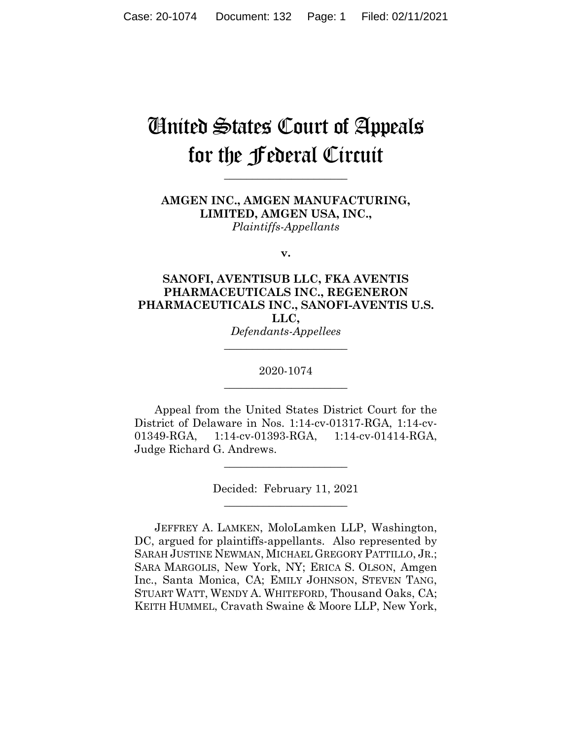# United States Court of Appeals for the Federal Circuit

______________________

**AMGEN INC., AMGEN MANUFACTURING, LIMITED, AMGEN USA, INC.,**
*Plaintiffs-Appellants*

**v.**

**SANOFI, AVENTISUB LLC, FKA AVENTIS PHARMACEUTICALS INC., REGENERON PHARMACEUTICALS INC., SANOFI-AVENTIS U.S. LLC,**
*Defendants-Appellees*

______________________

2020-1074

______________________

Appeal from the United States District Court for the District of Delaware in Nos. 1:14-cv-01317-RGA, 1:14-cv-01349-RGA, 1:14-cv-01393-RGA, 1:14-cv-01414-RGA, Judge Richard G. Andrews.

______________________

Decided: February 11, 2021

______________________

JEFFREY A. LAMKEN, MoloLamken LLP, Washington, DC, argued for plaintiffs-appellants. Also represented by SARAH JUSTINE NEWMAN, MICHAEL GREGORY PATTILLO, JR.; SARA MARGOLIS, New York, NY; ERICA S. OLSON, Amgen Inc., Santa Monica, CA; EMILY JOHNSON, STEVEN TANG, STUART WATT, WENDY A. WHITEFORD, Thousand Oaks, CA; KEITH HUMMEL, Cravath Swaine & Moore LLP, New York,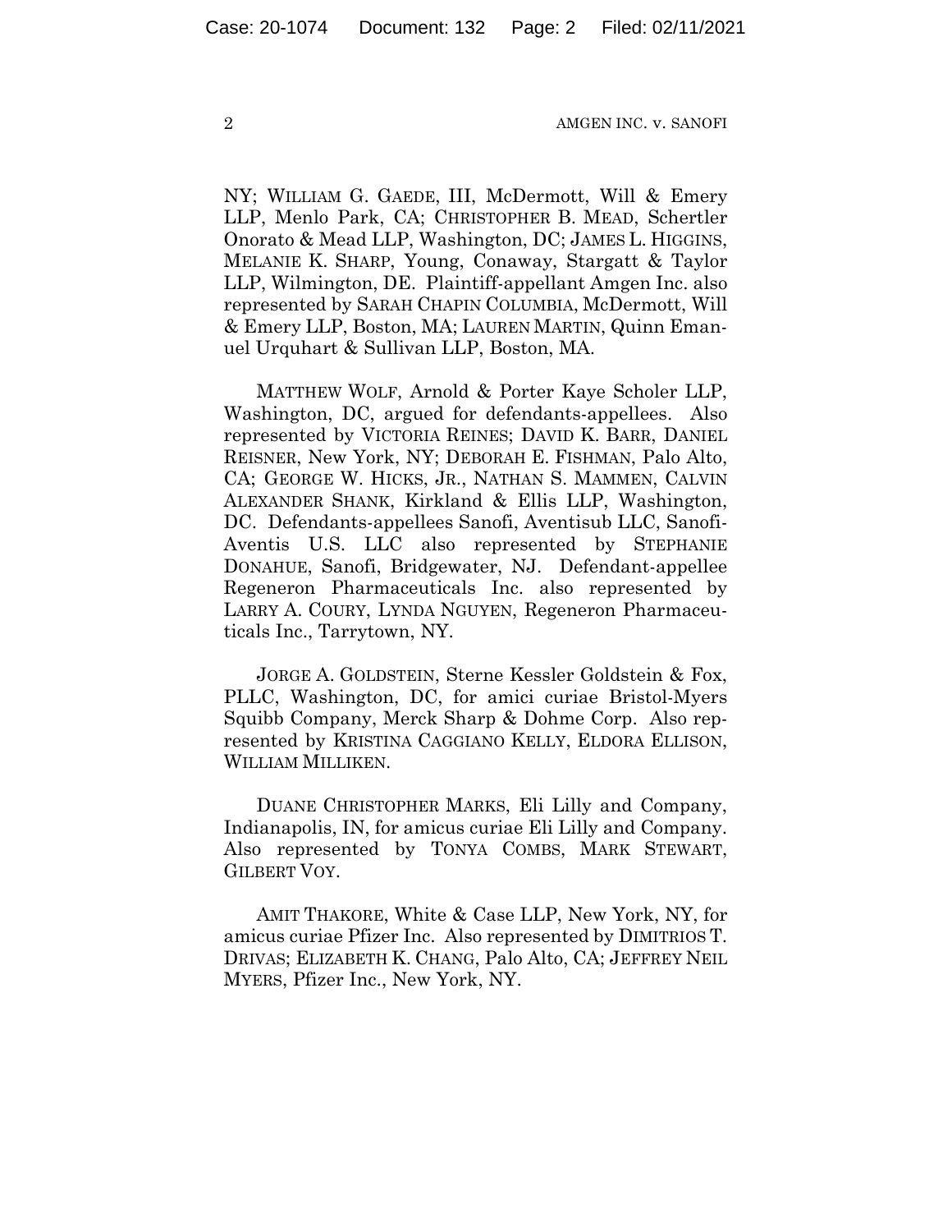NY; WILLIAM G. GAEDE, III, McDermott, Will & Emery LLP, Menlo Park, CA; CHRISTOPHER B. MEAD, Schertler Onorato & Mead LLP, Washington, DC; JAMES L. HIGGINS, MELANIE K. SHARP, Young, Conaway, Stargatt & Taylor LLP, Wilmington, DE. Plaintiff-appellant Amgen Inc. also represented by SARAH CHAPIN COLUMBIA, McDermott, Will & Emery LLP, Boston, MA; LAUREN MARTIN, Quinn Emanuel Urquhart & Sullivan LLP, Boston, MA.

MATTHEW WOLF, Arnold & Porter Kaye Scholer LLP, Washington, DC, argued for defendants-appellees. Also represented by VICTORIA REINES; DAVID K. BARR, DANIEL REISNER, New York, NY; DEBORAH E. FISHMAN, Palo Alto, CA; GEORGE W. HICKS, JR., NATHAN S. MAMMEN, CALVIN ALEXANDER SHANK, Kirkland & Ellis LLP, Washington, DC. Defendants-appellees Sanofi, Aventisub LLC, Sanofi-Aventis U.S. LLC also represented by STEPHANIE DONAHUE, Sanofi, Bridgewater, NJ. Defendant-appellee Regeneron Pharmaceuticals Inc. also represented by LARRY A. COURY, LYNDA NGUYEN, Regeneron Pharmaceuticals Inc., Tarrytown, NY.

JORGE A. GOLDSTEIN, Sterne Kessler Goldstein & Fox, PLLC, Washington, DC, for amici curiae Bristol-Myers Squibb Company, Merck Sharp & Dohme Corp. Also represented by KRISTINA CAGGIANO KELLY, ELDORA ELLISON, WILLIAM MILLIKEN.

DUANE CHRISTOPHER MARKS, Eli Lilly and Company, Indianapolis, IN, for amicus curiae Eli Lilly and Company. Also represented by TONYA COMBS, MARK STEWART, GILBERT VOY.

AMIT THAKORE, White & Case LLP, New York, NY, for amicus curiae Pfizer Inc. Also represented by DIMITRIOS T. DRIVAS; ELIZABETH K. CHANG, Palo Alto, CA; JEFFREY NEIL MYERS, Pfizer Inc., New York, NY.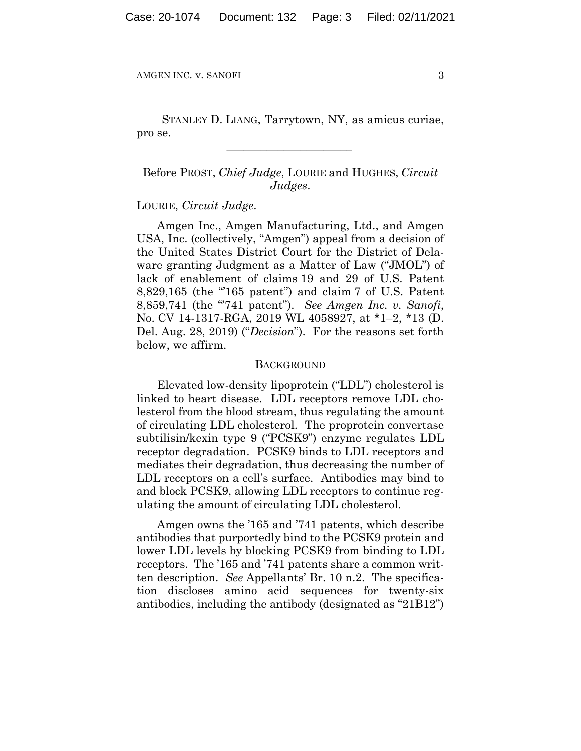STANLEY D. LIANG, Tarrytown, NY, as amicus curiae, pro se.

---

Before PROST, *Chief Judge*, LOURIE and HUGHES, *Circuit Judges*.

LOURIE, *Circuit Judge*.

Amgen Inc., Amgen Manufacturing, Ltd., and Amgen USA, Inc. (collectively, "Amgen") appeal from a decision of the United States District Court for the District of Delaware granting Judgment as a Matter of Law ("JMOL") of lack of enablement of claims 19 and 29 of U.S. Patent 8,829,165 (the "'165 patent") and claim 7 of U.S. Patent 8,859,741 (the "'741 patent"). *See Amgen Inc. v. Sanofi*, No. CV 14-1317-RGA, 2019 WL 4058927, at *1–2, *13 (D. Del. Aug. 28, 2019) ("*Decision*"). For the reasons set forth below, we affirm.

## BACKGROUND

Elevated low-density lipoprotein ("LDL") cholesterol is linked to heart disease. LDL receptors remove LDL cholesterol from the blood stream, thus regulating the amount of circulating LDL cholesterol. The proprotein convertase subtilisin/kexin type 9 ("PCSK9") enzyme regulates LDL receptor degradation. PCSK9 binds to LDL receptors and mediates their degradation, thus decreasing the number of LDL receptors on a cell's surface. Antibodies may bind to and block PCSK9, allowing LDL receptors to continue regulating the amount of circulating LDL cholesterol.

Amgen owns the '165 and '741 patents, which describe antibodies that purportedly bind to the PCSK9 protein and lower LDL levels by blocking PCSK9 from binding to LDL receptors. The '165 and '741 patents share a common written description. *See* Appellants' Br. 10 n.2. The specification discloses amino acid sequences for twenty-six antibodies, including the antibody (designated as "21B12")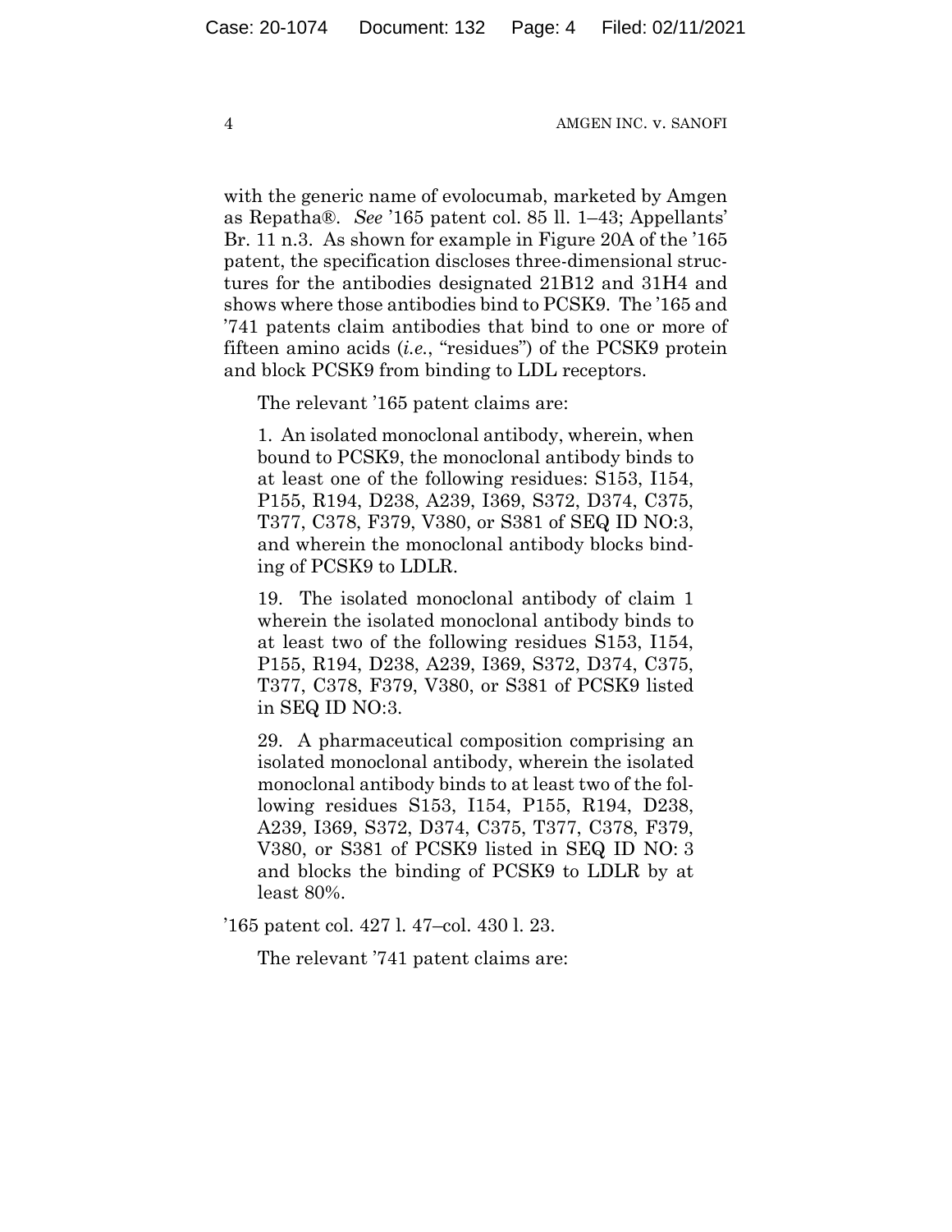with the generic name of evolocumab, marketed by Amgen as Repatha®. *See* '165 patent col. 85 ll. 1–43; Appellants' Br. 11 n.3. As shown for example in Figure 20A of the '165 patent, the specification discloses three-dimensional structures for the antibodies designated 21B12 and 31H4 and shows where those antibodies bind to PCSK9. The '165 and '741 patents claim antibodies that bind to one or more of fifteen amino acids (*i.e.*, "residues") of the PCSK9 protein and block PCSK9 from binding to LDL receptors.

The relevant '165 patent claims are:

> 1. An isolated monoclonal antibody, wherein, when bound to PCSK9, the monoclonal antibody binds to at least one of the following residues: S153, I154, P155, R194, D238, A239, I369, S372, D374, C375, T377, C378, F379, V380, or S381 of SEQ ID NO:3, and wherein the monoclonal antibody blocks binding of PCSK9 to LDLR.
>
> 19. The isolated monoclonal antibody of claim 1 wherein the isolated monoclonal antibody binds to at least two of the following residues S153, I154, P155, R194, D238, A239, I369, S372, D374, C375, T377, C378, F379, V380, or S381 of PCSK9 listed in SEQ ID NO:3.
>
> 29. A pharmaceutical composition comprising an isolated monoclonal antibody, wherein the isolated monoclonal antibody binds to at least two of the following residues S153, I154, P155, R194, D238, A239, I369, S372, D374, C375, T377, C378, F379, V380, or S381 of PCSK9 listed in SEQ ID NO: 3 and blocks the binding of PCSK9 to LDLR by at least 80%.

'165 patent col. 427 l. 47–col. 430 l. 23.

The relevant '741 patent claims are: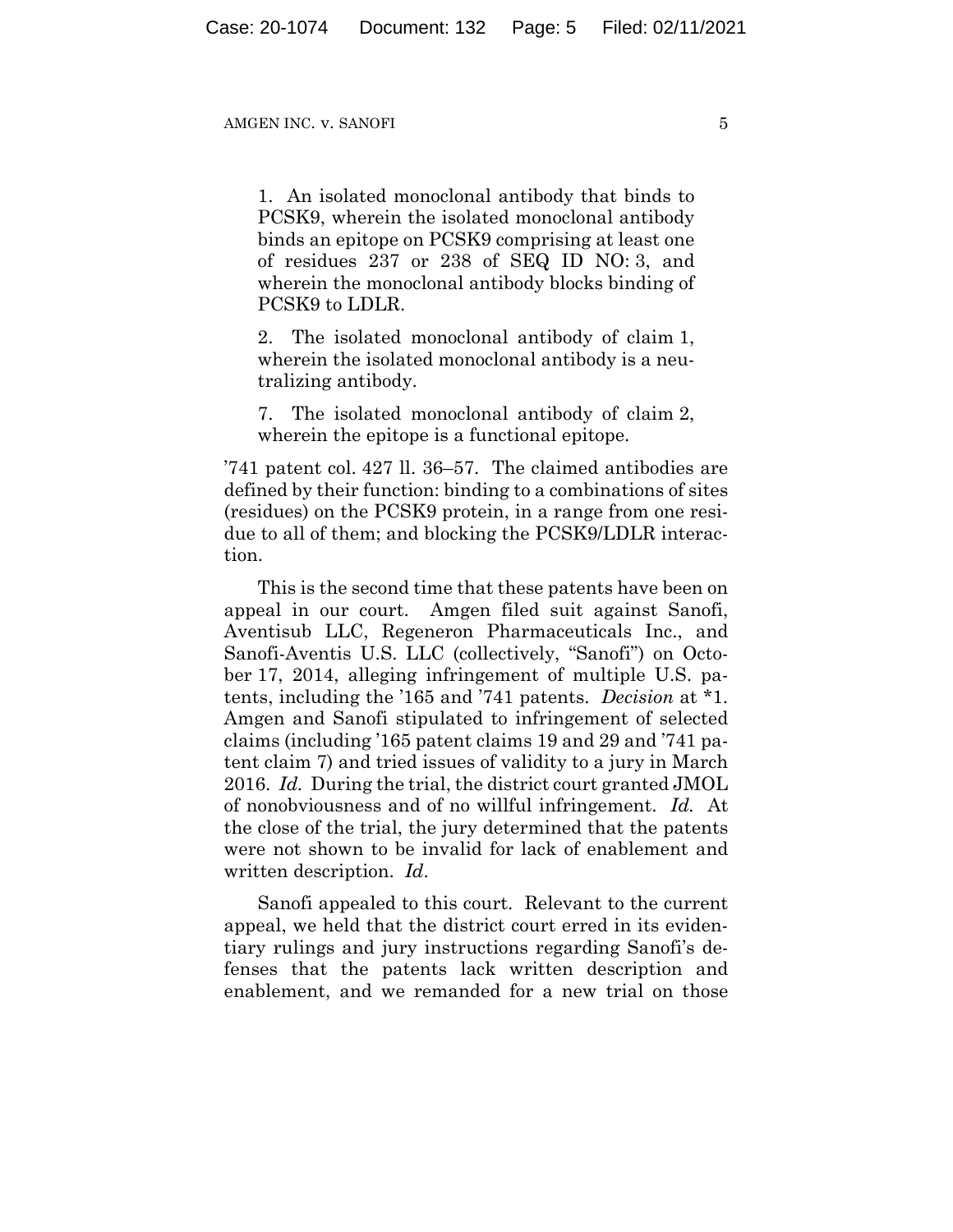> 1. An isolated monoclonal antibody that binds to PCSK9, wherein the isolated monoclonal antibody binds an epitope on PCSK9 comprising at least one of residues 237 or 238 of SEQ ID NO: 3, and wherein the monoclonal antibody blocks binding of PCSK9 to LDLR.
>
> 2. The isolated monoclonal antibody of claim 1, wherein the isolated monoclonal antibody is a neutralizing antibody.
>
> 7. The isolated monoclonal antibody of claim 2, wherein the epitope is a functional epitope.

’741 patent col. 427 ll. 36–57. The claimed antibodies are defined by their function: binding to a combinations of sites (residues) on the PCSK9 protein, in a range from one residue to all of them; and blocking the PCSK9/LDLR interaction.

This is the second time that these patents have been on appeal in our court. Amgen filed suit against Sanofi, Aventisub LLC, Regeneron Pharmaceuticals Inc., and Sanofi-Aventis U.S. LLC (collectively, “Sanofi”) on October 17, 2014, alleging infringement of multiple U.S. patents, including the ’165 and ’741 patents. *Decision* at *1. Amgen and Sanofi stipulated to infringement of selected claims (including ’165 patent claims 19 and 29 and ’741 patent claim 7) and tried issues of validity to a jury in March 2016. *Id.* During the trial, the district court granted JMOL of nonobviousness and of no willful infringement. *Id.* At the close of the trial, the jury determined that the patents were not shown to be invalid for lack of enablement and written description. *Id*.

Sanofi appealed to this court. Relevant to the current appeal, we held that the district court erred in its evidentiary rulings and jury instructions regarding Sanofi’s defenses that the patents lack written description and enablement, and we remanded for a new trial on those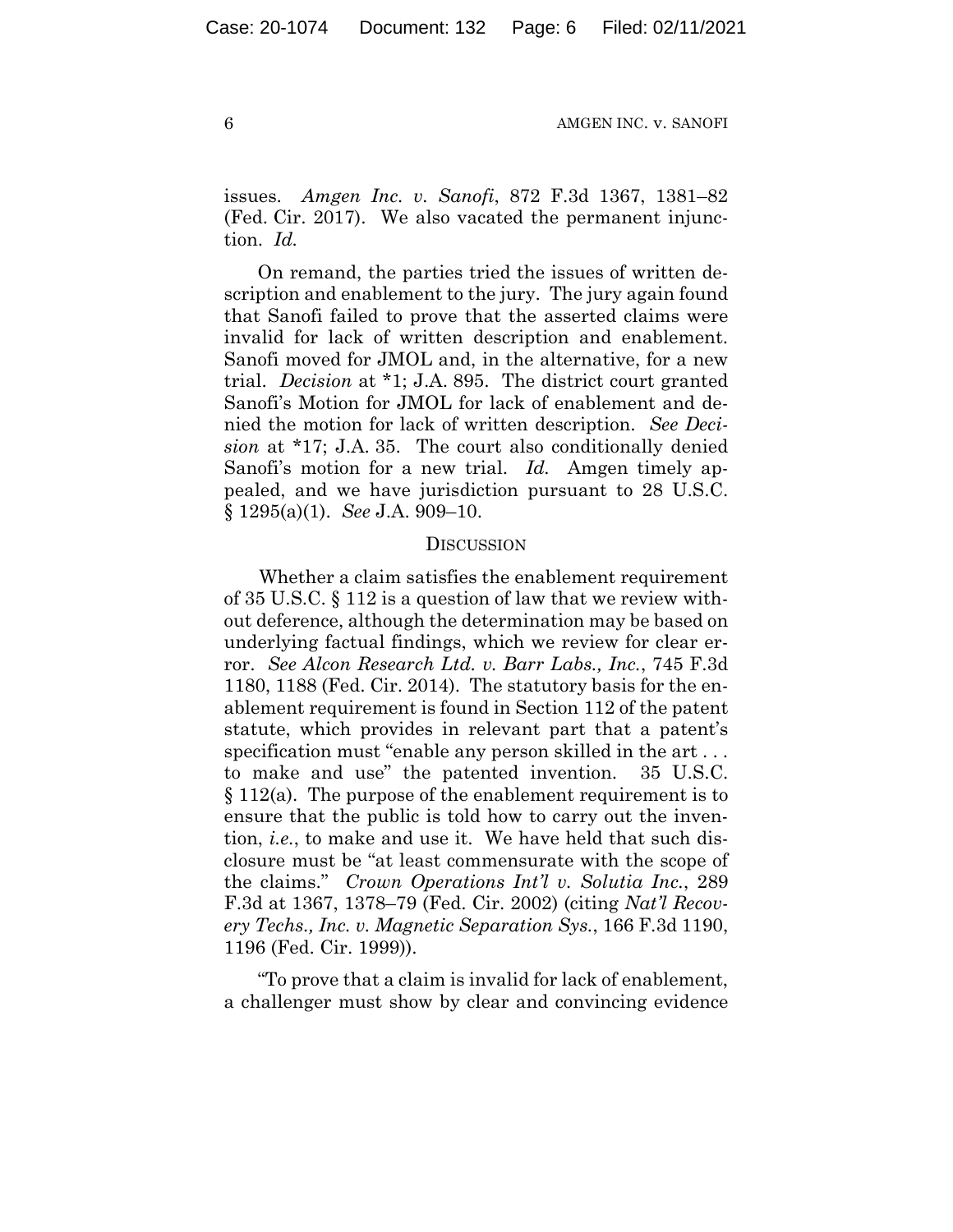issues. *Amgen Inc. v. Sanofi*, 872 F.3d 1367, 1381–82 (Fed. Cir. 2017). We also vacated the permanent injunction. *Id.*

On remand, the parties tried the issues of written description and enablement to the jury. The jury again found that Sanofi failed to prove that the asserted claims were invalid for lack of written description and enablement. Sanofi moved for JMOL and, in the alternative, for a new trial. *Decision* at *1; J.A. 895. The district court granted Sanofi's Motion for JMOL for lack of enablement and denied the motion for lack of written description. *See Decision* at *17; J.A. 35. The court also conditionally denied Sanofi's motion for a new trial. *Id.* Amgen timely appealed, and we have jurisdiction pursuant to 28 U.S.C. § 1295(a)(1). *See* J.A. 909–10.

## DISCUSSION

Whether a claim satisfies the enablement requirement of 35 U.S.C. § 112 is a question of law that we review without deference, although the determination may be based on underlying factual findings, which we review for clear error. *See Alcon Research Ltd. v. Barr Labs., Inc.*, 745 F.3d 1180, 1188 (Fed. Cir. 2014). The statutory basis for the enablement requirement is found in Section 112 of the patent statute, which provides in relevant part that a patent's specification must "enable any person skilled in the art . . . to make and use" the patented invention. 35 U.S.C. § 112(a). The purpose of the enablement requirement is to ensure that the public is told how to carry out the invention, *i.e.*, to make and use it. We have held that such disclosure must be "at least commensurate with the scope of the claims." *Crown Operations Int'l v. Solutia Inc.*, 289 F.3d at 1367, 1378–79 (Fed. Cir. 2002) (citing *Nat'l Recovery Techs., Inc. v. Magnetic Separation Sys.*, 166 F.3d 1190, 1196 (Fed. Cir. 1999)).

"To prove that a claim is invalid for lack of enablement, a challenger must show by clear and convincing evidence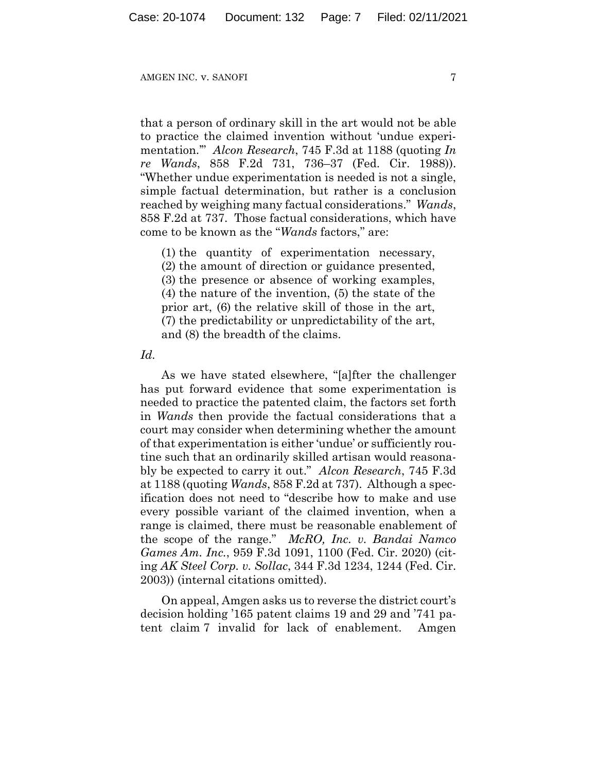that a person of ordinary skill in the art would not be able to practice the claimed invention without 'undue experimentation.'" *Alcon Research*, 745 F.3d at 1188 (quoting *In re Wands*, 858 F.2d 731, 736–37 (Fed. Cir. 1988)). "Whether undue experimentation is needed is not a single, simple factual determination, but rather is a conclusion reached by weighing many factual considerations." *Wands*, 858 F.2d at 737. Those factual considerations, which have come to be known as the "*Wands* factors," are:

> (1) the quantity of experimentation necessary, (2) the amount of direction or guidance presented, (3) the presence or absence of working examples, (4) the nature of the invention, (5) the state of the prior art, (6) the relative skill of those in the art, (7) the predictability or unpredictability of the art, and (8) the breadth of the claims.

*Id.*

As we have stated elsewhere, "[a]fter the challenger has put forward evidence that some experimentation is needed to practice the patented claim, the factors set forth in *Wands* then provide the factual considerations that a court may consider when determining whether the amount of that experimentation is either 'undue' or sufficiently routine such that an ordinarily skilled artisan would reasonably be expected to carry it out." *Alcon Research*, 745 F.3d at 1188 (quoting *Wands*, 858 F.2d at 737). Although a specification does not need to "describe how to make and use every possible variant of the claimed invention, when a range is claimed, there must be reasonable enablement of the scope of the range." *McRO, Inc. v. Bandai Namco Games Am. Inc.*, 959 F.3d 1091, 1100 (Fed. Cir. 2020) (citing *AK Steel Corp. v. Sollac*, 344 F.3d 1234, 1244 (Fed. Cir. 2003)) (internal citations omitted).

On appeal, Amgen asks us to reverse the district court's decision holding '165 patent claims 19 and 29 and '741 patent claim 7 invalid for lack of enablement. Amgen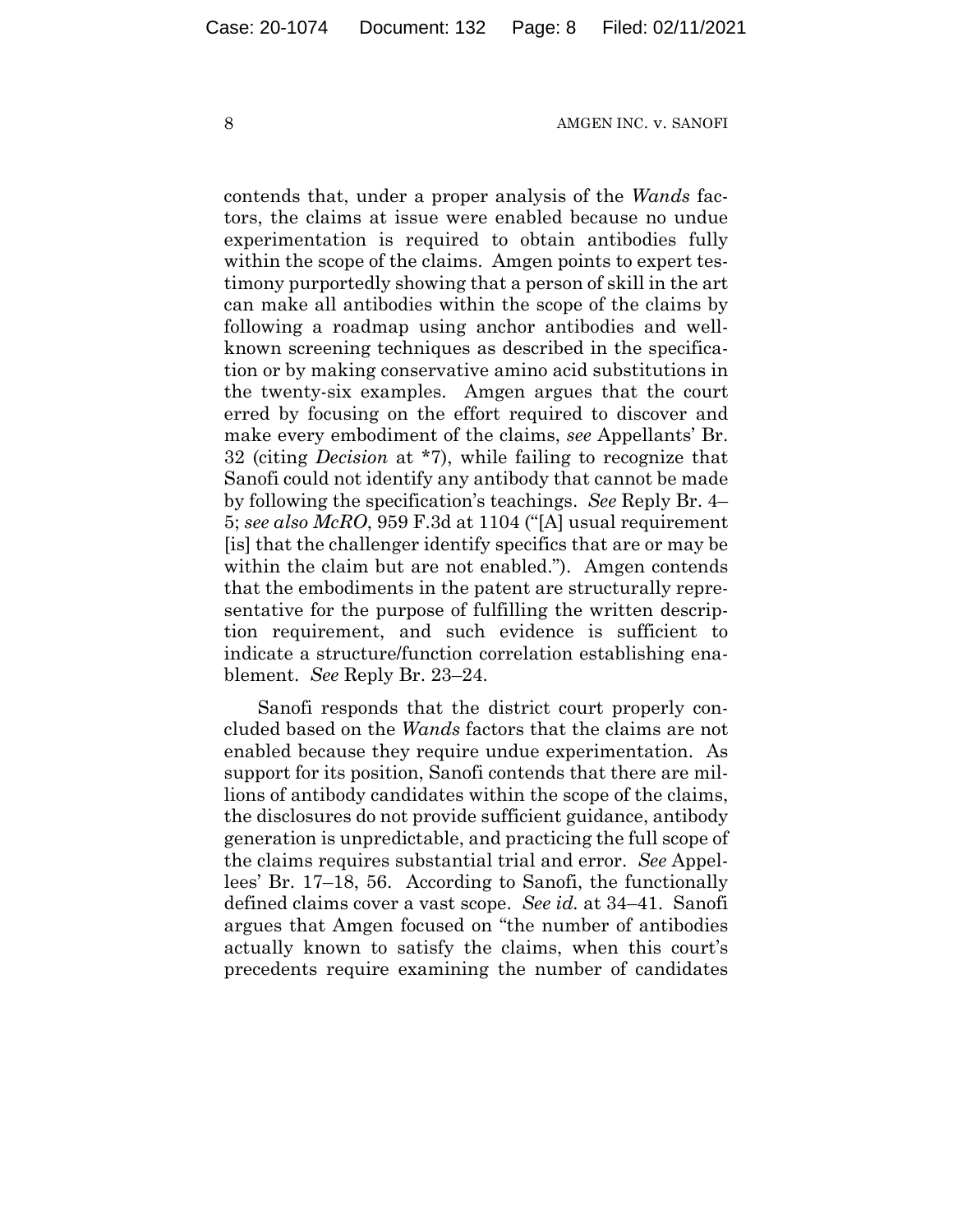contends that, under a proper analysis of the *Wands* factors, the claims at issue were enabled because no undue experimentation is required to obtain antibodies fully within the scope of the claims. Amgen points to expert testimony purportedly showing that a person of skill in the art can make all antibodies within the scope of the claims by following a roadmap using anchor antibodies and well-known screening techniques as described in the specification or by making conservative amino acid substitutions in the twenty-six examples. Amgen argues that the court erred by focusing on the effort required to discover and make every embodiment of the claims, *see* Appellants' Br. 32 (citing *Decision* at \*7), while failing to recognize that Sanofi could not identify any antibody that cannot be made by following the specification's teachings. *See* Reply Br. 4–5; *see also McRO*, 959 F.3d at 1104 ("[A] usual requirement [is] that the challenger identify specifics that are or may be within the claim but are not enabled."). Amgen contends that the embodiments in the patent are structurally representative for the purpose of fulfilling the written description requirement, and such evidence is sufficient to indicate a structure/function correlation establishing enablement. *See* Reply Br. 23–24.

Sanofi responds that the district court properly concluded based on the *Wands* factors that the claims are not enabled because they require undue experimentation. As support for its position, Sanofi contends that there are millions of antibody candidates within the scope of the claims, the disclosures do not provide sufficient guidance, antibody generation is unpredictable, and practicing the full scope of the claims requires substantial trial and error. *See* Appellees' Br. 17–18, 56. According to Sanofi, the functionally defined claims cover a vast scope. *See id.* at 34–41. Sanofi argues that Amgen focused on "the number of antibodies actually known to satisfy the claims, when this court's precedents require examining the number of candidates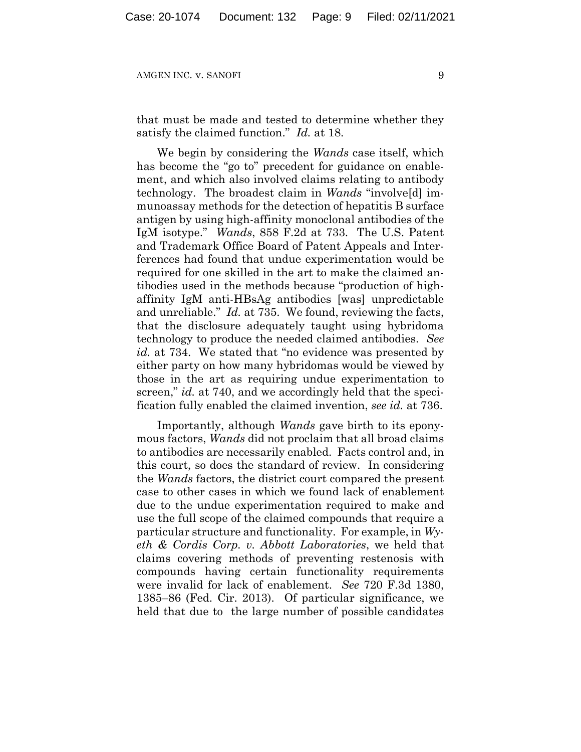that must be made and tested to determine whether they satisfy the claimed function." *Id.* at 18.

We begin by considering the *Wands* case itself, which has become the "go to" precedent for guidance on enablement, and which also involved claims relating to antibody technology. The broadest claim in *Wands* "involve[d] immunoassay methods for the detection of hepatitis B surface antigen by using high-affinity monoclonal antibodies of the IgM isotype." *Wands*, 858 F.2d at 733. The U.S. Patent and Trademark Office Board of Patent Appeals and Interferences had found that undue experimentation would be required for one skilled in the art to make the claimed antibodies used in the methods because "production of high-affinity IgM anti-HBsAg antibodies [was] unpredictable and unreliable." *Id.* at 735. We found, reviewing the facts, that the disclosure adequately taught using hybridoma technology to produce the needed claimed antibodies. *See id.* at 734. We stated that "no evidence was presented by either party on how many hybridomas would be viewed by those in the art as requiring undue experimentation to screen," *id.* at 740, and we accordingly held that the specification fully enabled the claimed invention, *see id.* at 736.

Importantly, although *Wands* gave birth to its eponymous factors, *Wands* did not proclaim that all broad claims to antibodies are necessarily enabled. Facts control and, in this court, so does the standard of review. In considering the *Wands* factors, the district court compared the present case to other cases in which we found lack of enablement due to the undue experimentation required to make and use the full scope of the claimed compounds that require a particular structure and functionality. For example, in *Wyeth & Cordis Corp. v. Abbott Laboratories*, we held that claims covering methods of preventing restenosis with compounds having certain functionality requirements were invalid for lack of enablement. *See* 720 F.3d 1380, 1385–86 (Fed. Cir. 2013). Of particular significance, we held that due to the large number of possible candidates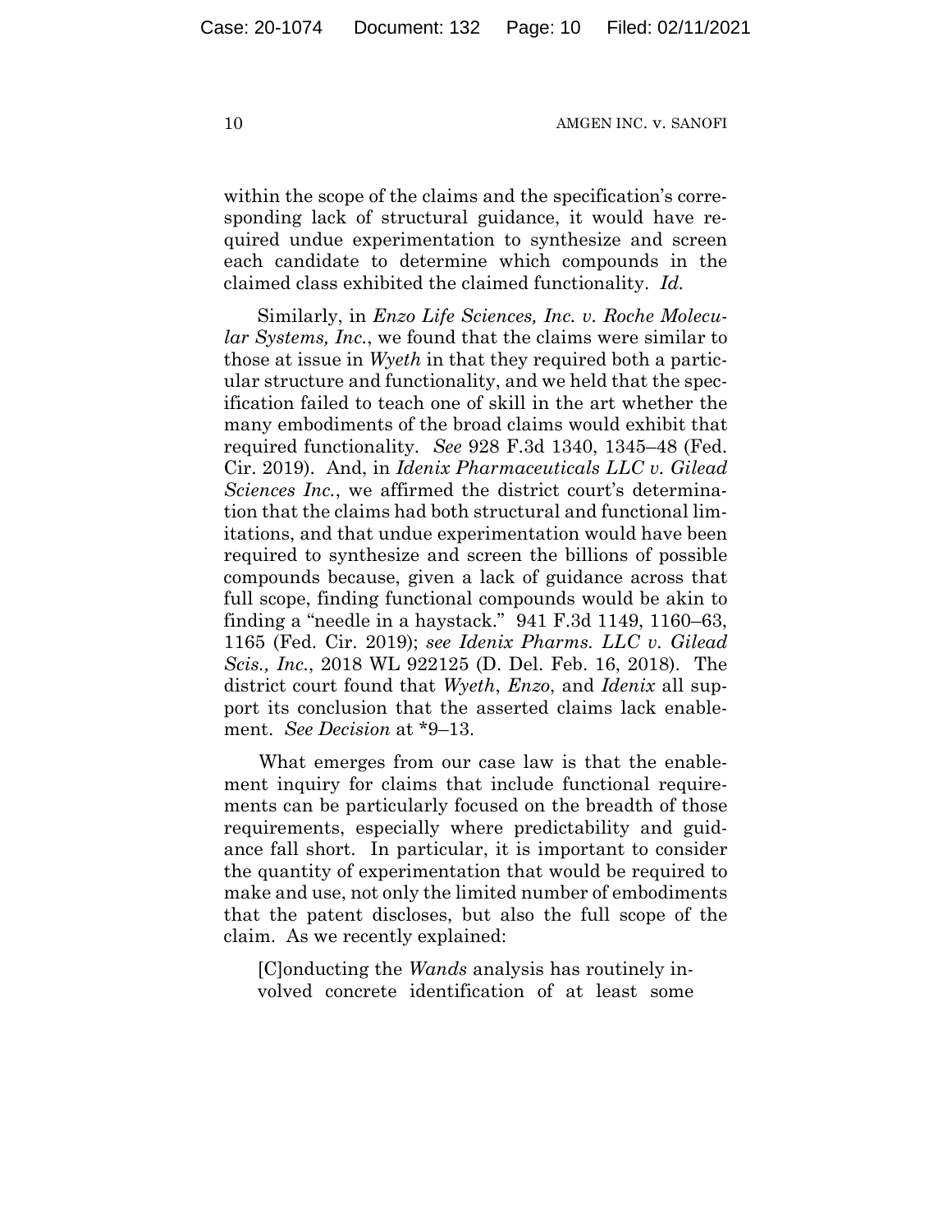within the scope of the claims and the specification's corresponding lack of structural guidance, it would have required undue experimentation to synthesize and screen each candidate to determine which compounds in the claimed class exhibited the claimed functionality. *Id.*

Similarly, in *Enzo Life Sciences, Inc. v. Roche Molecular Systems, Inc.*, we found that the claims were similar to those at issue in *Wyeth* in that they required both a particular structure and functionality, and we held that the specification failed to teach one of skill in the art whether the many embodiments of the broad claims would exhibit that required functionality. *See* 928 F.3d 1340, 1345–48 (Fed. Cir. 2019). And, in *Idenix Pharmaceuticals LLC v. Gilead Sciences Inc.*, we affirmed the district court's determination that the claims had both structural and functional limitations, and that undue experimentation would have been required to synthesize and screen the billions of possible compounds because, given a lack of guidance across that full scope, finding functional compounds would be akin to finding a "needle in a haystack." 941 F.3d 1149, 1160–63, 1165 (Fed. Cir. 2019); *see Idenix Pharms. LLC v. Gilead Scis., Inc.*, 2018 WL 922125 (D. Del. Feb. 16, 2018). The district court found that *Wyeth*, *Enzo*, and *Idenix* all support its conclusion that the asserted claims lack enablement. *See Decision* at *9–13.

What emerges from our case law is that the enablement inquiry for claims that include functional requirements can be particularly focused on the breadth of those requirements, especially where predictability and guidance fall short. In particular, it is important to consider the quantity of experimentation that would be required to make and use, not only the limited number of embodiments that the patent discloses, but also the full scope of the claim. As we recently explained:

> [C]onducting the *Wands* analysis has routinely involved concrete identification of at least some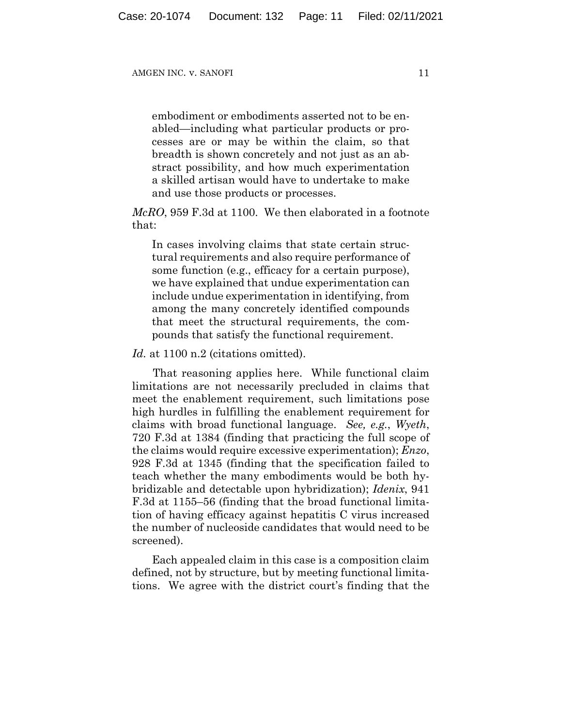> embodiment or embodiments asserted not to be enabled—including what particular products or processes are or may be within the claim, so that breadth is shown concretely and not just as an abstract possibility, and how much experimentation a skilled artisan would have to undertake to make and use those products or processes.

*McRO*, 959 F.3d at 1100. We then elaborated in a footnote that:

> In cases involving claims that state certain structural requirements and also require performance of some function (e.g., efficacy for a certain purpose), we have explained that undue experimentation can include undue experimentation in identifying, from among the many concretely identified compounds that meet the structural requirements, the compounds that satisfy the functional requirement.

*Id.* at 1100 n.2 (citations omitted).

That reasoning applies here. While functional claim limitations are not necessarily precluded in claims that meet the enablement requirement, such limitations pose high hurdles in fulfilling the enablement requirement for claims with broad functional language. *See, e.g.*, *Wyeth*, 720 F.3d at 1384 (finding that practicing the full scope of the claims would require excessive experimentation); *Enzo*, 928 F.3d at 1345 (finding that the specification failed to teach whether the many embodiments would be both hybridizable and detectable upon hybridization); *Idenix*, 941 F.3d at 1155–56 (finding that the broad functional limitation of having efficacy against hepatitis C virus increased the number of nucleoside candidates that would need to be screened).

Each appealed claim in this case is a composition claim defined, not by structure, but by meeting functional limitations. We agree with the district court's finding that the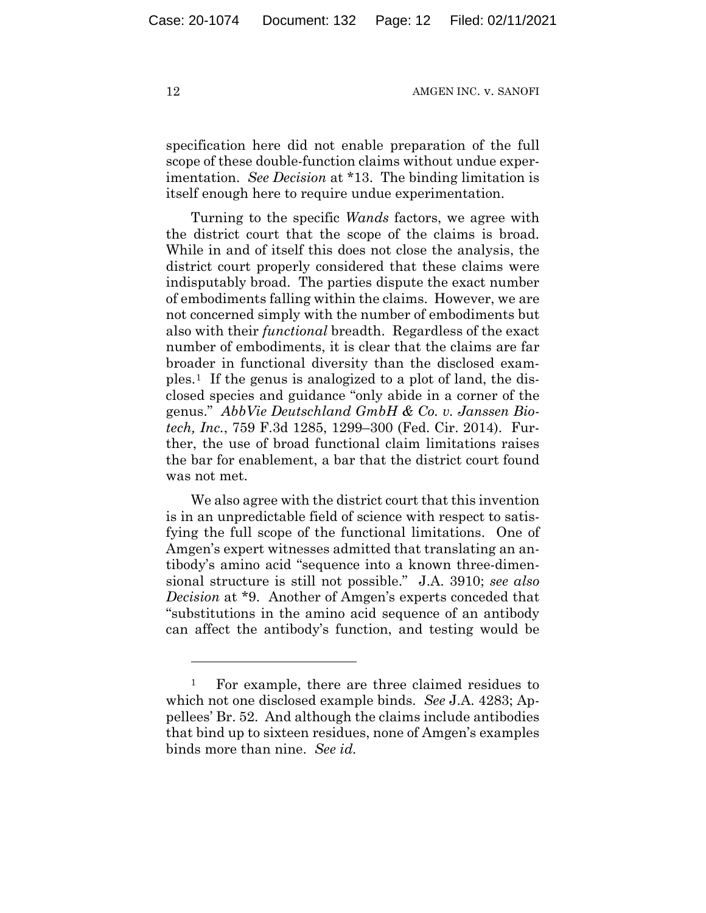specification here did not enable preparation of the full scope of these double-function claims without undue experimentation. *See Decision* at *13. The binding limitation is itself enough here to require undue experimentation.

Turning to the specific *Wands* factors, we agree with the district court that the scope of the claims is broad. While in and of itself this does not close the analysis, the district court properly considered that these claims were indisputably broad. The parties dispute the exact number of embodiments falling within the claims. However, we are not concerned simply with the number of embodiments but also with their *functional* breadth. Regardless of the exact number of embodiments, it is clear that the claims are far broader in functional diversity than the disclosed examples.[1] If the genus is analogized to a plot of land, the disclosed species and guidance "only abide in a corner of the genus." *AbbVie Deutschland GmbH & Co. v. Janssen Biotech, Inc.*, 759 F.3d 1285, 1299–300 (Fed. Cir. 2014). Further, the use of broad functional claim limitations raises the bar for enablement, a bar that the district court found was not met.

We also agree with the district court that this invention is in an unpredictable field of science with respect to satisfying the full scope of the functional limitations. One of Amgen's expert witnesses admitted that translating an antibody's amino acid "sequence into a known three-dimensional structure is still not possible." J.A. 3910; *see also Decision* at *9. Another of Amgen's experts conceded that "substitutions in the amino acid sequence of an antibody can affect the antibody's function, and testing would be

---

[1] For example, there are three claimed residues to which not one disclosed example binds. *See* J.A. 4283; Appellees' Br. 52. And although the claims include antibodies that bind up to sixteen residues, none of Amgen's examples binds more than nine. *See id.*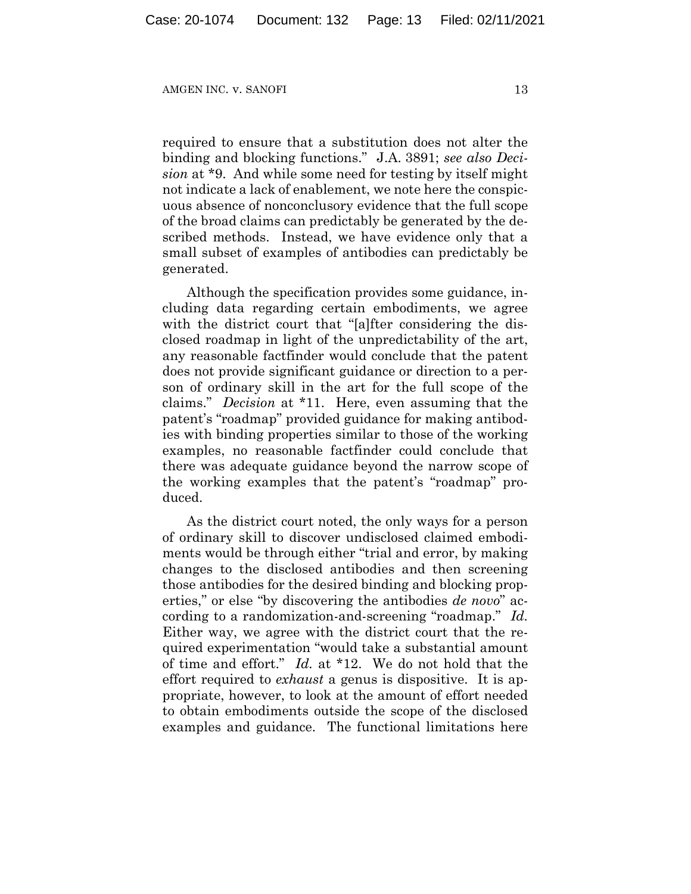required to ensure that a substitution does not alter the binding and blocking functions." J.A. 3891; *see also Decision* at *9. And while some need for testing by itself might not indicate a lack of enablement, we note here the conspicuous absence of nonconclusory evidence that the full scope of the broad claims can predictably be generated by the described methods. Instead, we have evidence only that a small subset of examples of antibodies can predictably be generated.

Although the specification provides some guidance, including data regarding certain embodiments, we agree with the district court that "[a]fter considering the disclosed roadmap in light of the unpredictability of the art, any reasonable factfinder would conclude that the patent does not provide significant guidance or direction to a person of ordinary skill in the art for the full scope of the claims." *Decision* at *11. Here, even assuming that the patent's "roadmap" provided guidance for making antibodies with binding properties similar to those of the working examples, no reasonable factfinder could conclude that there was adequate guidance beyond the narrow scope of the working examples that the patent's "roadmap" produced.

As the district court noted, the only ways for a person of ordinary skill to discover undisclosed claimed embodiments would be through either "trial and error, by making changes to the disclosed antibodies and then screening those antibodies for the desired binding and blocking properties," or else "by discovering the antibodies *de novo*" according to a randomization-and-screening "roadmap." *Id.* Either way, we agree with the district court that the required experimentation "would take a substantial amount of time and effort." *Id.* at *12. We do not hold that the effort required to *exhaust* a genus is dispositive. It is appropriate, however, to look at the amount of effort needed to obtain embodiments outside the scope of the disclosed examples and guidance. The functional limitations here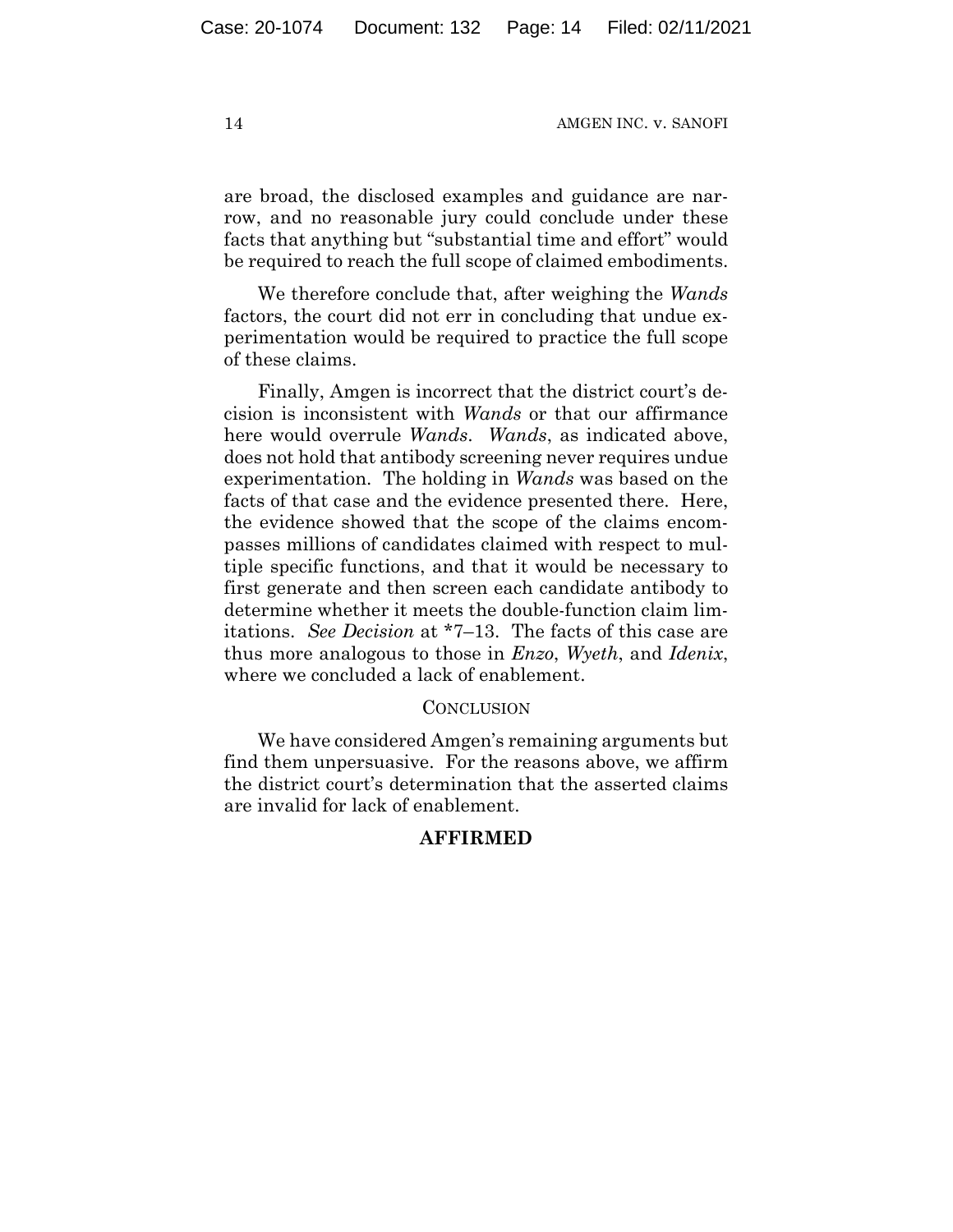are broad, the disclosed examples and guidance are narrow, and no reasonable jury could conclude under these facts that anything but "substantial time and effort" would be required to reach the full scope of claimed embodiments.

We therefore conclude that, after weighing the *Wands* factors, the court did not err in concluding that undue experimentation would be required to practice the full scope of these claims.

Finally, Amgen is incorrect that the district court's decision is inconsistent with *Wands* or that our affirmance here would overrule *Wands*. *Wands*, as indicated above, does not hold that antibody screening never requires undue experimentation. The holding in *Wands* was based on the facts of that case and the evidence presented there. Here, the evidence showed that the scope of the claims encompasses millions of candidates claimed with respect to multiple specific functions, and that it would be necessary to first generate and then screen each candidate antibody to determine whether it meets the double-function claim limitations. *See Decision* at *7–13. The facts of this case are thus more analogous to those in *Enzo*, *Wyeth*, and *Idenix*, where we concluded a lack of enablement.

## CONCLUSION

We have considered Amgen's remaining arguments but find them unpersuasive. For the reasons above, we affirm the district court's determination that the asserted claims are invalid for lack of enablement.

**AFFIRMED**